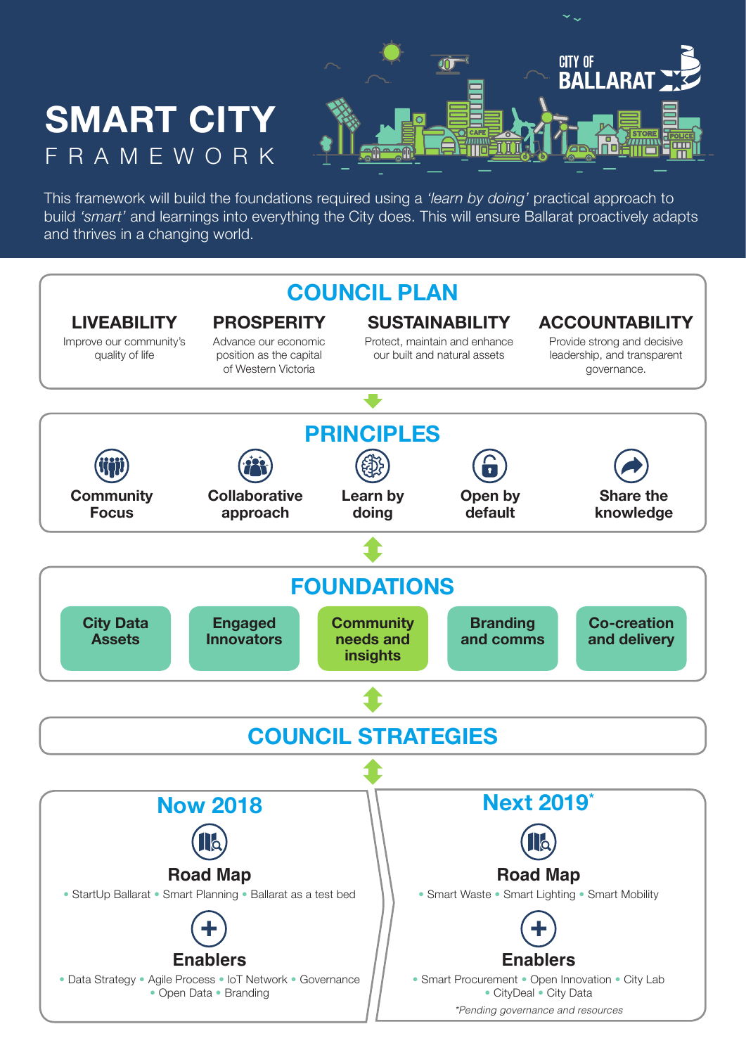# SMART CITY FRAMEWORK

CITY OF BALLARAT

This framework will build the foundations required using a *'learn by doing'* practical approach to build *'smart'* and learnings into everything the City does. This will ensure Ballarat proactively adapts and thrives in a changing world.

## COUNCIL PLAN

**LIVEABILITY**
Improve our community's quality of life

**PROSPERITY**
Advance our economic position as the capital of Western Victoria

**SUSTAINABILITY**
Protect, maintain and enhance our built and natural assets

**ACCOUNTABILITY**
Provide strong and decisive leadership, and transparent governance.

## PRINCIPLES

- **Community Focus**
- **Collaborative approach**
- **Learn by doing**
- **Open by default**
- **Share the knowledge**

## FOUNDATIONS

- **City Data Assets**
- **Engaged Innovators**
- **Community needs and insights**
- **Branding and comms**
- **Co-creation and delivery**

## COUNCIL STRATEGIES

### Now 2018

**Road Map**

• StartUp Ballarat • Smart Planning • Ballarat as a test bed

**Enablers**

• Data Strategy • Agile Process • IoT Network • Governance • Open Data • Branding

### Next 2019*

**Road Map**

• Smart Waste • Smart Lighting • Smart Mobility

**Enablers**

• Smart Procurement • Open Innovation • City Lab • CityDeal • City Data

*\*Pending governance and resources*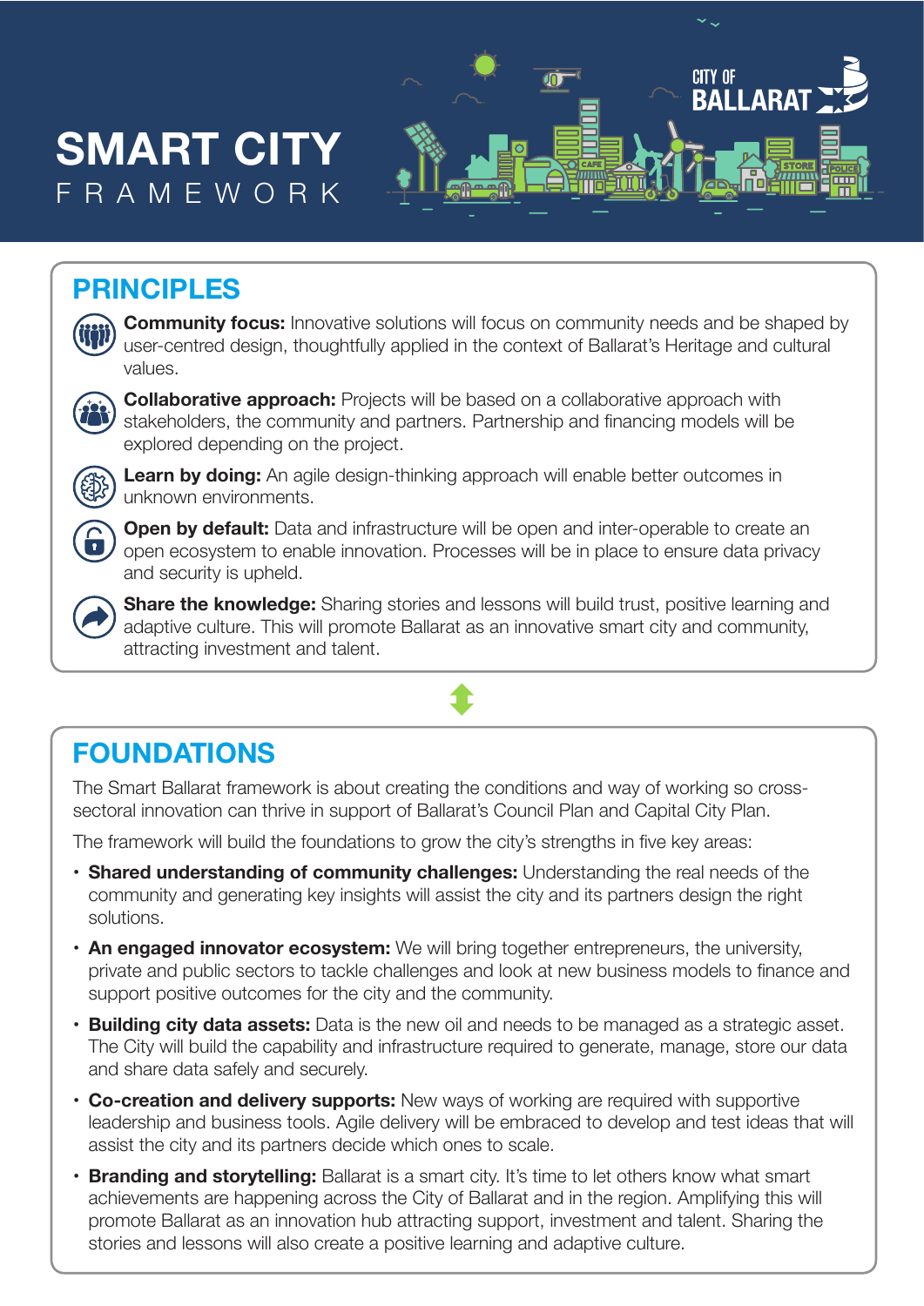# SMART CITY FRAMEWORK

CITY OF BALLARAT

## PRINCIPLES

**Community focus:** Innovative solutions will focus on community needs and be shaped by user-centred design, thoughtfully applied in the context of Ballarat's Heritage and cultural values.

**Collaborative approach:** Projects will be based on a collaborative approach with stakeholders, the community and partners. Partnership and financing models will be explored depending on the project.

**Learn by doing:** An agile design-thinking approach will enable better outcomes in unknown environments.

**Open by default:** Data and infrastructure will be open and inter-operable to create an open ecosystem to enable innovation. Processes will be in place to ensure data privacy and security is upheld.

**Share the knowledge:** Sharing stories and lessons will build trust, positive learning and adaptive culture. This will promote Ballarat as an innovative smart city and community, attracting investment and talent.

## FOUNDATIONS

The Smart Ballarat framework is about creating the conditions and way of working so cross-sectoral innovation can thrive in support of Ballarat's Council Plan and Capital City Plan.

The framework will build the foundations to grow the city's strengths in five key areas:

- **Shared understanding of community challenges:** Understanding the real needs of the community and generating key insights will assist the city and its partners design the right solutions.
- **An engaged innovator ecosystem:** We will bring together entrepreneurs, the university, private and public sectors to tackle challenges and look at new business models to finance and support positive outcomes for the city and the community.
- **Building city data assets:** Data is the new oil and needs to be managed as a strategic asset. The City will build the capability and infrastructure required to generate, manage, store our data and share data safely and securely.
- **Co-creation and delivery supports:** New ways of working are required with supportive leadership and business tools. Agile delivery will be embraced to develop and test ideas that will assist the city and its partners decide which ones to scale.
- **Branding and storytelling:** Ballarat is a smart city. It's time to let others know what smart achievements are happening across the City of Ballarat and in the region. Amplifying this will promote Ballarat as an innovation hub attracting support, investment and talent. Sharing the stories and lessons will also create a positive learning and adaptive culture.